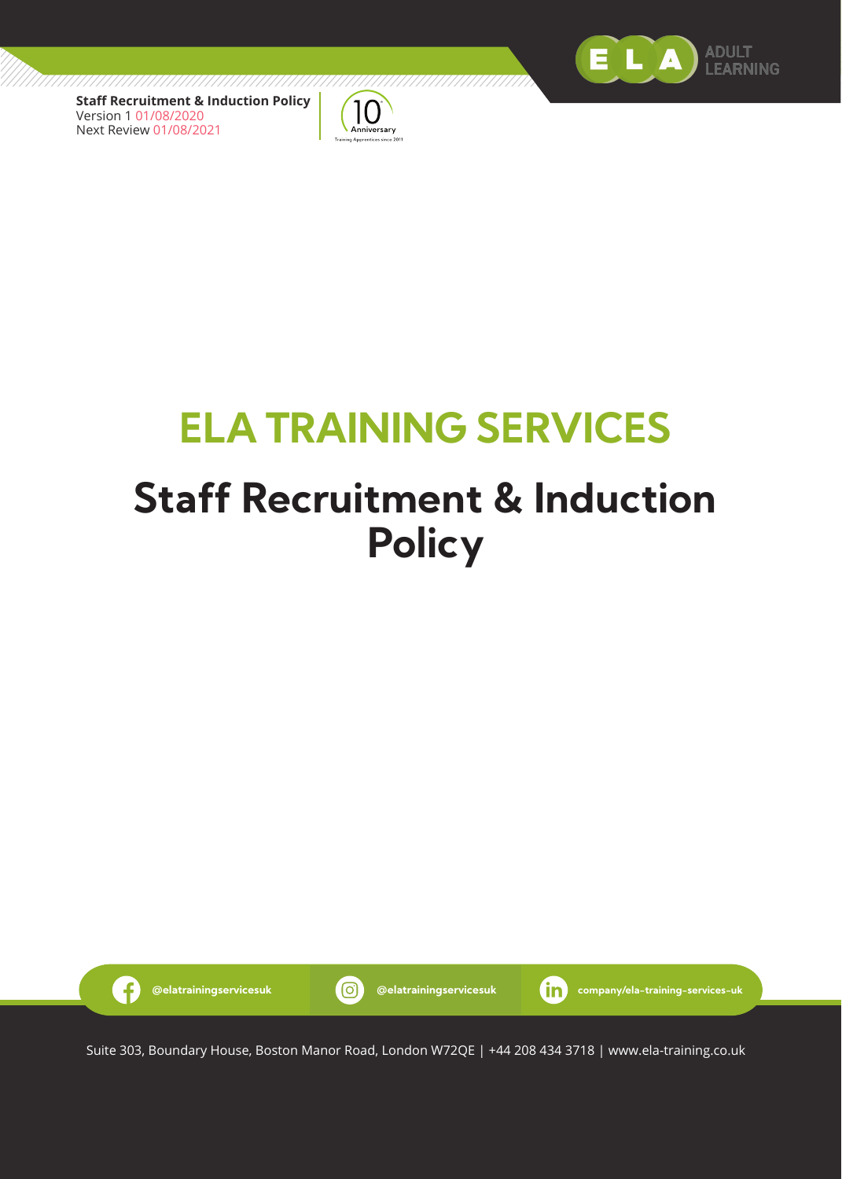**Staff Recruitment & Induction Policy**
Version 1 01/08/2020
Next Review 01/08/2021

# ELA TRAINING SERVICES

# Staff Recruitment & Induction Policy

@elatrainingservicesuk @elatrainingservicesuk company/ela-training-services-uk

Suite 303, Boundary House, Boston Manor Road, London W72QE | +44 208 434 3718 | www.ela-training.co.uk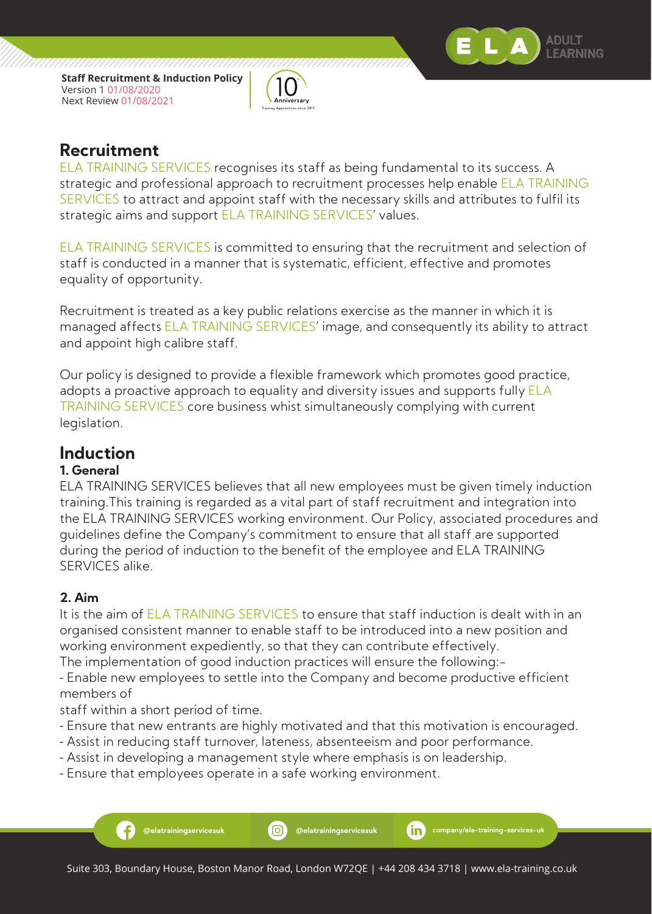## Recruitment

ELA TRAINING SERVICES recognises its staff as being fundamental to its success. A strategic and professional approach to recruitment processes help enable ELA TRAINING SERVICES to attract and appoint staff with the necessary skills and attributes to fulfil its strategic aims and support ELA TRAINING SERVICES' values.

ELA TRAINING SERVICES is committed to ensuring that the recruitment and selection of staff is conducted in a manner that is systematic, efficient, effective and promotes equality of opportunity.

Recruitment is treated as a key public relations exercise as the manner in which it is managed affects ELA TRAINING SERVICES' image, and consequently its ability to attract and appoint high calibre staff.

Our policy is designed to provide a flexible framework which promotes good practice, adopts a proactive approach to equality and diversity issues and supports fully ELA TRAINING SERVICES core business whist simultaneously complying with current legislation.

## Induction

### 1. General

ELA TRAINING SERVICES believes that all new employees must be given timely induction training.This training is regarded as a vital part of staff recruitment and integration into the ELA TRAINING SERVICES working environment. Our Policy, associated procedures and guidelines define the Company's commitment to ensure that all staff are supported during the period of induction to the benefit of the employee and ELA TRAINING SERVICES alike.

### 2. Aim

It is the aim of ELA TRAINING SERVICES to ensure that staff induction is dealt with in an organised consistent manner to enable staff to be introduced into a new position and working environment expediently, so that they can contribute effectively.
The implementation of good induction practices will ensure the following:-

- Enable new employees to settle into the Company and become productive efficient members of staff within a short period of time.
- Ensure that new entrants are highly motivated and that this motivation is encouraged.
- Assist in reducing staff turnover, lateness, absenteeism and poor performance.
- Assist in developing a management style where emphasis is on leadership.
- Ensure that employees operate in a safe working environment.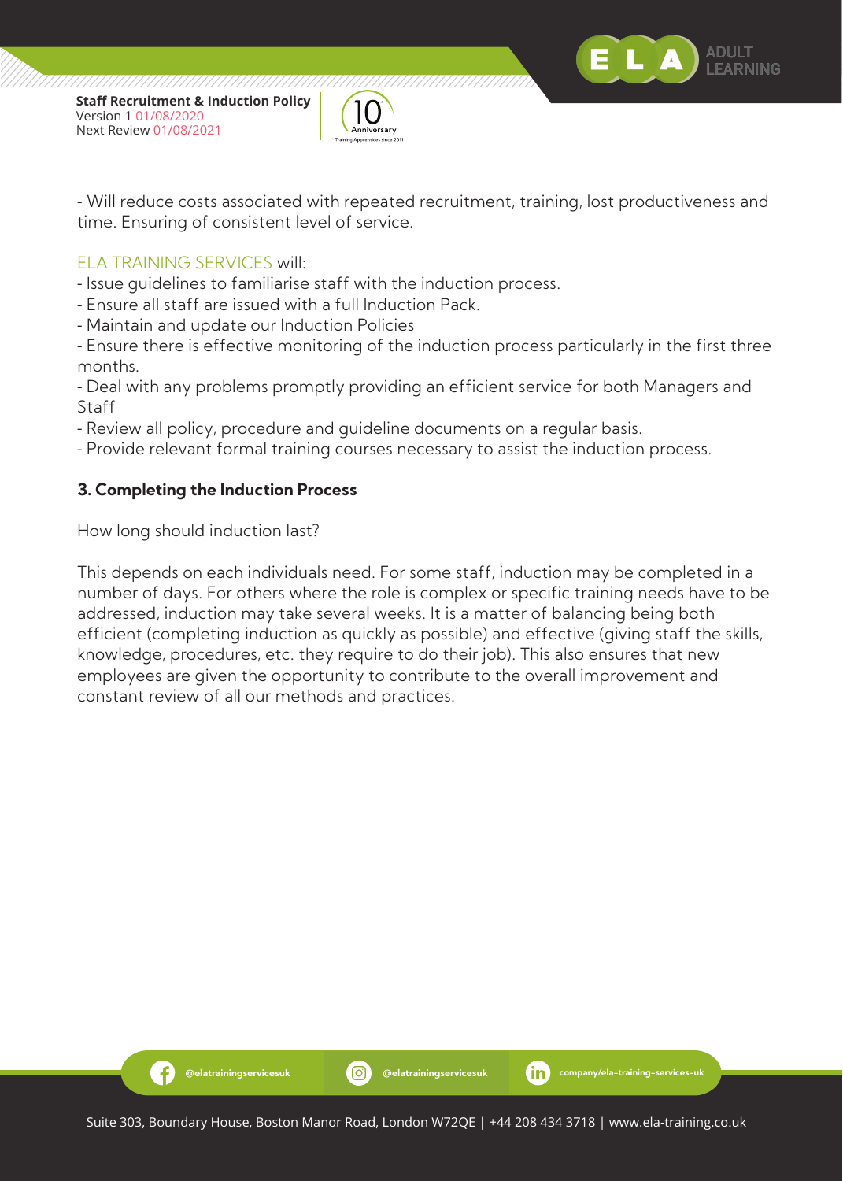- Will reduce costs associated with repeated recruitment, training, lost productiveness and time. Ensuring of consistent level of service.

ELA TRAINING SERVICES will:

- Issue guidelines to familiarise staff with the induction process.
- Ensure all staff are issued with a full Induction Pack.
- Maintain and update our Induction Policies
- Ensure there is effective monitoring of the induction process particularly in the first three months.
- Deal with any problems promptly providing an efficient service for both Managers and Staff
- Review all policy, procedure and guideline documents on a regular basis.
- Provide relevant formal training courses necessary to assist the induction process.

### 3. Completing the Induction Process

How long should induction last?

This depends on each individuals need. For some staff, induction may be completed in a number of days. For others where the role is complex or specific training needs have to be addressed, induction may take several weeks. It is a matter of balancing being both efficient (completing induction as quickly as possible) and effective (giving staff the skills, knowledge, procedures, etc. they require to do their job). This also ensures that new employees are given the opportunity to contribute to the overall improvement and constant review of all our methods and practices.